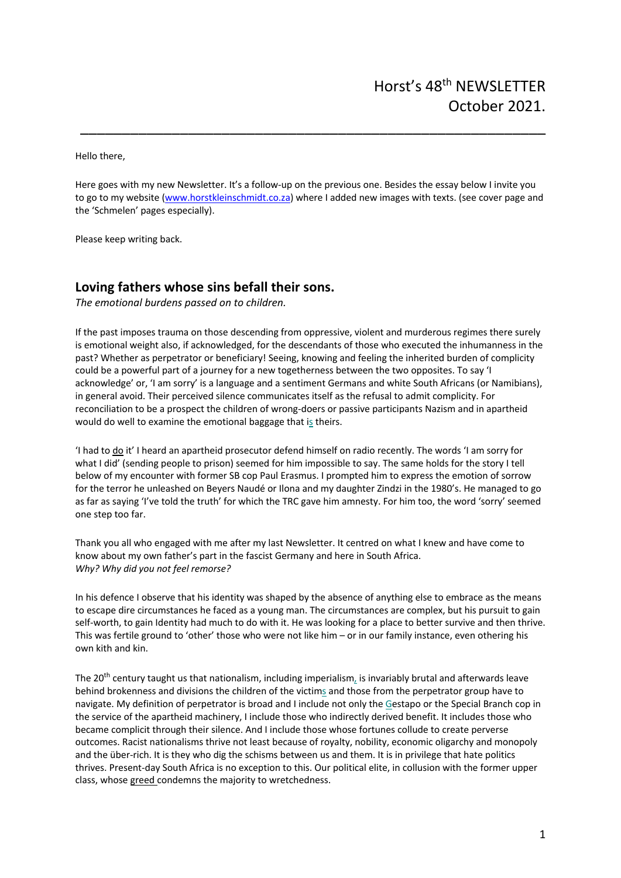# Horst's 48th NEWSLETTER October 2021.

---

Hello there,

Here goes with my new Newsletter. It's a follow-up on the previous one. Besides the essay below I invite you to go to my website (www.horstkleinschmidt.co.za) where I added new images with texts. (see cover page and the 'Schmelen' pages especially).

Please keep writing back.

## Loving fathers whose sins befall their sons.

*The emotional burdens passed on to children.*

If the past imposes trauma on those descending from oppressive, violent and murderous regimes there surely is emotional weight also, if acknowledged, for the descendants of those who executed the inhumanness in the past? Whether as perpetrator or beneficiary! Seeing, knowing and feeling the inherited burden of complicity could be a powerful part of a journey for a new togetherness between the two opposites. To say 'I acknowledge' or, 'I am sorry' is a language and a sentiment Germans and white South Africans (or Namibians), in general avoid. Their perceived silence communicates itself as the refusal to admit complicity. For reconciliation to be a prospect the children of wrong-doers or passive participants Nazism and in apartheid would do well to examine the emotional baggage that is theirs.

'I had to do it' I heard an apartheid prosecutor defend himself on radio recently. The words 'I am sorry for what I did' (sending people to prison) seemed for him impossible to say. The same holds for the story I tell below of my encounter with former SB cop Paul Erasmus. I prompted him to express the emotion of sorrow for the terror he unleashed on Beyers Naudé or Ilona and my daughter Zindzi in the 1980's. He managed to go as far as saying 'I've told the truth' for which the TRC gave him amnesty. For him too, the word 'sorry' seemed one step too far.

Thank you all who engaged with me after my last Newsletter. It centred on what I knew and have come to know about my own father's part in the fascist Germany and here in South Africa.
*Why? Why did you not feel remorse?*

In his defence I observe that his identity was shaped by the absence of anything else to embrace as the means to escape dire circumstances he faced as a young man. The circumstances are complex, but his pursuit to gain self-worth, to gain Identity had much to do with it. He was looking for a place to better survive and then thrive. This was fertile ground to 'other' those who were not like him – or in our family instance, even othering his own kith and kin.

The 20th century taught us that nationalism, including imperialism, is invariably brutal and afterwards leave behind brokenness and divisions the children of the victims and those from the perpetrator group have to navigate. My definition of perpetrator is broad and I include not only the Gestapo or the Special Branch cop in the service of the apartheid machinery, I include those who indirectly derived benefit. It includes those who became complicit through their silence. And I include those whose fortunes collude to create perverse outcomes. Racist nationalisms thrive not least because of royalty, nobility, economic oligarchy and monopoly and the über-rich. It is they who dig the schisms between us and them. It is in privilege that hate politics thrives. Present-day South Africa is no exception to this. Our political elite, in collusion with the former upper class, whose greed condemns the majority to wretchedness.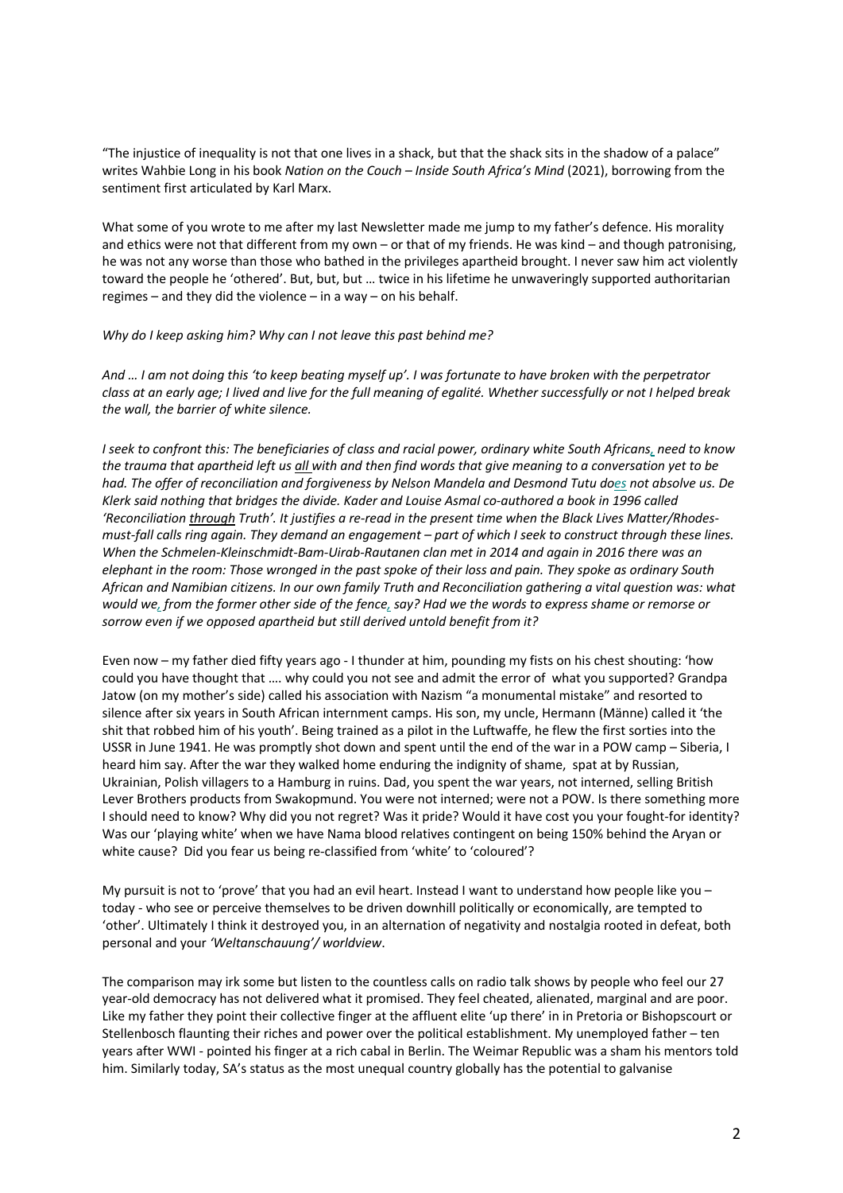"The injustice of inequality is not that one lives in a shack, but that the shack sits in the shadow of a palace" writes Wahbie Long in his book *Nation on the Couch – Inside South Africa's Mind* (2021), borrowing from the sentiment first articulated by Karl Marx.

What some of you wrote to me after my last Newsletter made me jump to my father's defence. His morality and ethics were not that different from my own – or that of my friends. He was kind – and though patronising, he was not any worse than those who bathed in the privileges apartheid brought. I never saw him act violently toward the people he 'othered'. But, but, but … twice in his lifetime he unwaveringly supported authoritarian regimes – and they did the violence – in a way – on his behalf.

*Why do I keep asking him? Why can I not leave this past behind me?*

*And … I am not doing this 'to keep beating myself up'. I was fortunate to have broken with the perpetrator class at an early age; I lived and live for the full meaning of egalité. Whether successfully or not I helped break the wall, the barrier of white silence.*

*I seek to confront this: The beneficiaries of class and racial power, ordinary white South Africans, need to know the trauma that apartheid left us all with and then find words that give meaning to a conversation yet to be had. The offer of reconciliation and forgiveness by Nelson Mandela and Desmond Tutu does not absolve us. De Klerk said nothing that bridges the divide. Kader and Louise Asmal co-authored a book in 1996 called 'Reconciliation through Truth'. It justifies a re-read in the present time when the Black Lives Matter/Rhodes-must-fall calls ring again. They demand an engagement – part of which I seek to construct through these lines. When the Schmelen-Kleinschmidt-Bam-Uirab-Rautanen clan met in 2014 and again in 2016 there was an elephant in the room: Those wronged in the past spoke of their loss and pain. They spoke as ordinary South African and Namibian citizens. In our own family Truth and Reconciliation gathering a vital question was: what would we, from the former other side of the fence, say? Had we the words to express shame or remorse or sorrow even if we opposed apartheid but still derived untold benefit from it?*

Even now – my father died fifty years ago - I thunder at him, pounding my fists on his chest shouting: 'how could you have thought that …. why could you not see and admit the error of what you supported? Grandpa Jatow (on my mother's side) called his association with Nazism "a monumental mistake" and resorted to silence after six years in South African internment camps. His son, my uncle, Hermann (Männe) called it 'the shit that robbed him of his youth'. Being trained as a pilot in the Luftwaffe, he flew the first sorties into the USSR in June 1941. He was promptly shot down and spent until the end of the war in a POW camp – Siberia, I heard him say. After the war they walked home enduring the indignity of shame, spat at by Russian, Ukrainian, Polish villagers to a Hamburg in ruins. Dad, you spent the war years, not interned, selling British Lever Brothers products from Swakopmund. You were not interned; were not a POW. Is there something more I should need to know? Why did you not regret? Was it pride? Would it have cost you your fought-for identity? Was our 'playing white' when we have Nama blood relatives contingent on being 150% behind the Aryan or white cause? Did you fear us being re-classified from 'white' to 'coloured'?

My pursuit is not to 'prove' that you had an evil heart. Instead I want to understand how people like you – today - who see or perceive themselves to be driven downhill politically or economically, are tempted to 'other'. Ultimately I think it destroyed you, in an alternation of negativity and nostalgia rooted in defeat, both personal and your *'Weltanschauung'/ worldview*.

The comparison may irk some but listen to the countless calls on radio talk shows by people who feel our 27 year-old democracy has not delivered what it promised. They feel cheated, alienated, marginal and are poor. Like my father they point their collective finger at the affluent elite 'up there' in in Pretoria or Bishopscourt or Stellenbosch flaunting their riches and power over the political establishment. My unemployed father – ten years after WWI - pointed his finger at a rich cabal in Berlin. The Weimar Republic was a sham his mentors told him. Similarly today, SA's status as the most unequal country globally has the potential to galvanise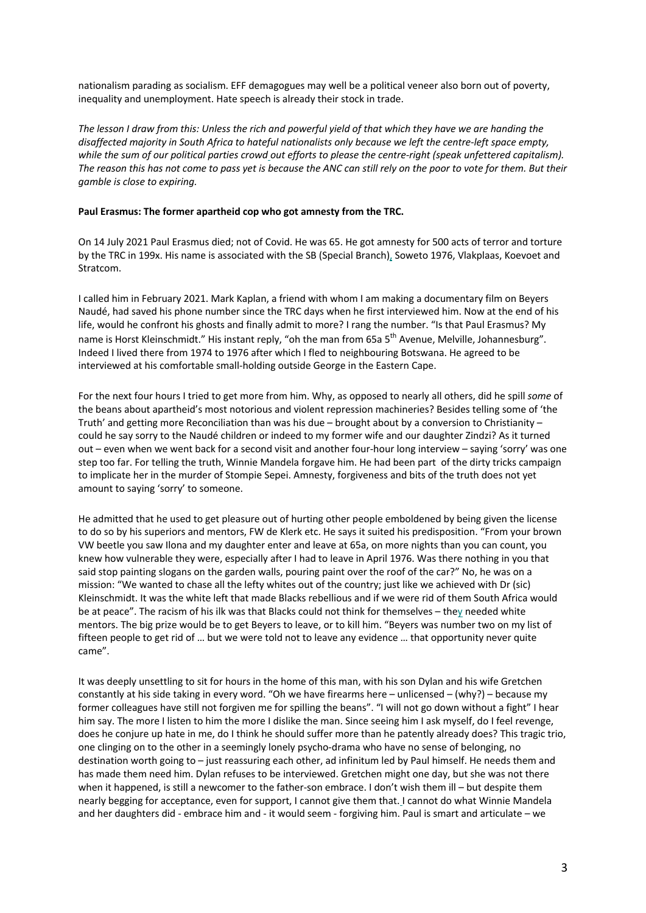nationalism parading as socialism. EFF demagogues may well be a political veneer also born out of poverty, inequality and unemployment. Hate speech is already their stock in trade.

*The lesson I draw from this: Unless the rich and powerful yield of that which they have we are handing the disaffected majority in South Africa to hateful nationalists only because we left the centre-left space empty, while the sum of our political parties crowd out efforts to please the centre-right (speak unfettered capitalism). The reason this has not come to pass yet is because the ANC can still rely on the poor to vote for them. But their gamble is close to expiring.*

**Paul Erasmus: The former apartheid cop who got amnesty from the TRC.**

On 14 July 2021 Paul Erasmus died; not of Covid. He was 65. He got amnesty for 500 acts of terror and torture by the TRC in 199x. His name is associated with the SB (Special Branch), Soweto 1976, Vlakplaas, Koevoet and Stratcom.

I called him in February 2021. Mark Kaplan, a friend with whom I am making a documentary film on Beyers Naudé, had saved his phone number since the TRC days when he first interviewed him. Now at the end of his life, would he confront his ghosts and finally admit to more? I rang the number. "Is that Paul Erasmus? My name is Horst Kleinschmidt." His instant reply, "oh the man from 65a 5th Avenue, Melville, Johannesburg". Indeed I lived there from 1974 to 1976 after which I fled to neighbouring Botswana. He agreed to be interviewed at his comfortable small-holding outside George in the Eastern Cape.

For the next four hours I tried to get more from him. Why, as opposed to nearly all others, did he spill *some* of the beans about apartheid's most notorious and violent repression machineries? Besides telling some of 'the Truth' and getting more Reconciliation than was his due – brought about by a conversion to Christianity – could he say sorry to the Naudé children or indeed to my former wife and our daughter Zindzi? As it turned out – even when we went back for a second visit and another four-hour long interview – saying 'sorry' was one step too far. For telling the truth, Winnie Mandela forgave him. He had been part of the dirty tricks campaign to implicate her in the murder of Stompie Sepei. Amnesty, forgiveness and bits of the truth does not yet amount to saying 'sorry' to someone.

He admitted that he used to get pleasure out of hurting other people emboldened by being given the license to do so by his superiors and mentors, FW de Klerk etc. He says it suited his predisposition. "From your brown VW beetle you saw Ilona and my daughter enter and leave at 65a, on more nights than you can count, you knew how vulnerable they were, especially after I had to leave in April 1976. Was there nothing in you that said stop painting slogans on the garden walls, pouring paint over the roof of the car?" No, he was on a mission: "We wanted to chase all the lefty whites out of the country; just like we achieved with Dr (sic) Kleinschmidt. It was the white left that made Blacks rebellious and if we were rid of them South Africa would be at peace". The racism of his ilk was that Blacks could not think for themselves – they needed white mentors. The big prize would be to get Beyers to leave, or to kill him. "Beyers was number two on my list of fifteen people to get rid of … but we were told not to leave any evidence … that opportunity never quite came".

It was deeply unsettling to sit for hours in the home of this man, with his son Dylan and his wife Gretchen constantly at his side taking in every word. "Oh we have firearms here – unlicensed – (why?) – because my former colleagues have still not forgiven me for spilling the beans". "I will not go down without a fight" I hear him say. The more I listen to him the more I dislike the man. Since seeing him I ask myself, do I feel revenge, does he conjure up hate in me, do I think he should suffer more than he patently already does? This tragic trio, one clinging on to the other in a seemingly lonely psycho-drama who have no sense of belonging, no destination worth going to – just reassuring each other, ad infinitum led by Paul himself. He needs them and has made them need him. Dylan refuses to be interviewed. Gretchen might one day, but she was not there when it happened, is still a newcomer to the father-son embrace. I don't wish them ill – but despite them nearly begging for acceptance, even for support, I cannot give them that. I cannot do what Winnie Mandela and her daughters did - embrace him and - it would seem - forgiving him. Paul is smart and articulate – we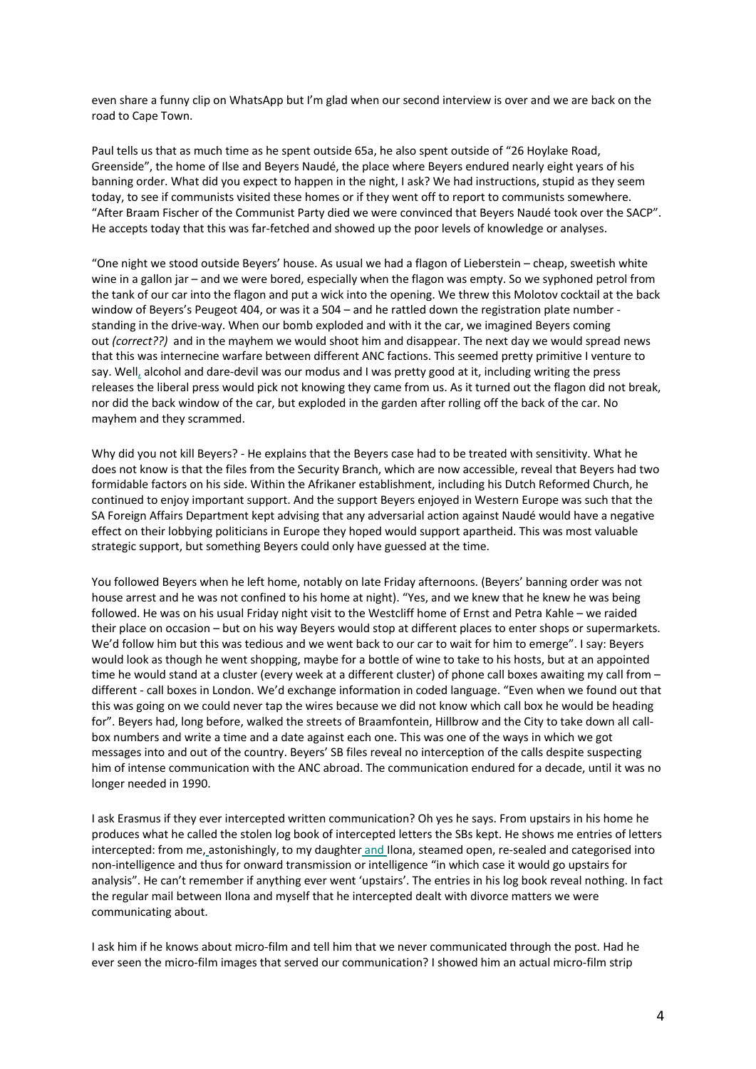even share a funny clip on WhatsApp but I'm glad when our second interview is over and we are back on the road to Cape Town.

Paul tells us that as much time as he spent outside 65a, he also spent outside of "26 Hoylake Road, Greenside", the home of Ilse and Beyers Naudé, the place where Beyers endured nearly eight years of his banning order. What did you expect to happen in the night, I ask? We had instructions, stupid as they seem today, to see if communists visited these homes or if they went off to report to communists somewhere. "After Braam Fischer of the Communist Party died we were convinced that Beyers Naudé took over the SACP". He accepts today that this was far-fetched and showed up the poor levels of knowledge or analyses.

"One night we stood outside Beyers' house. As usual we had a flagon of Lieberstein – cheap, sweetish white wine in a gallon jar – and we were bored, especially when the flagon was empty. So we syphoned petrol from the tank of our car into the flagon and put a wick into the opening. We threw this Molotov cocktail at the back window of Beyers's Peugeot 404, or was it a 504 – and he rattled down the registration plate number - standing in the drive-way. When our bomb exploded and with it the car, we imagined Beyers coming out *(correct??)* and in the mayhem we would shoot him and disappear. The next day we would spread news that this was internecine warfare between different ANC factions. This seemed pretty primitive I venture to say. Well, alcohol and dare-devil was our modus and I was pretty good at it, including writing the press releases the liberal press would pick not knowing they came from us. As it turned out the flagon did not break, nor did the back window of the car, but exploded in the garden after rolling off the back of the car. No mayhem and they scrammed.

Why did you not kill Beyers? - He explains that the Beyers case had to be treated with sensitivity. What he does not know is that the files from the Security Branch, which are now accessible, reveal that Beyers had two formidable factors on his side. Within the Afrikaner establishment, including his Dutch Reformed Church, he continued to enjoy important support. And the support Beyers enjoyed in Western Europe was such that the SA Foreign Affairs Department kept advising that any adversarial action against Naudé would have a negative effect on their lobbying politicians in Europe they hoped would support apartheid. This was most valuable strategic support, but something Beyers could only have guessed at the time.

You followed Beyers when he left home, notably on late Friday afternoons. (Beyers' banning order was not house arrest and he was not confined to his home at night). "Yes, and we knew that he knew he was being followed. He was on his usual Friday night visit to the Westcliff home of Ernst and Petra Kahle – we raided their place on occasion – but on his way Beyers would stop at different places to enter shops or supermarkets. We'd follow him but this was tedious and we went back to our car to wait for him to emerge". I say: Beyers would look as though he went shopping, maybe for a bottle of wine to take to his hosts, but at an appointed time he would stand at a cluster (every week at a different cluster) of phone call boxes awaiting my call from – different - call boxes in London. We'd exchange information in coded language. "Even when we found out that this was going on we could never tap the wires because we did not know which call box he would be heading for". Beyers had, long before, walked the streets of Braamfontein, Hillbrow and the City to take down all call-box numbers and write a time and a date against each one. This was one of the ways in which we got messages into and out of the country. Beyers' SB files reveal no interception of the calls despite suspecting him of intense communication with the ANC abroad. The communication endured for a decade, until it was no longer needed in 1990.

I ask Erasmus if they ever intercepted written communication? Oh yes he says. From upstairs in his home he produces what he called the stolen log book of intercepted letters the SBs kept. He shows me entries of letters intercepted: from me, astonishingly, to my daughter and Ilona, steamed open, re-sealed and categorised into non-intelligence and thus for onward transmission or intelligence "in which case it would go upstairs for analysis". He can't remember if anything ever went 'upstairs'. The entries in his log book reveal nothing. In fact the regular mail between Ilona and myself that he intercepted dealt with divorce matters we were communicating about.

I ask him if he knows about micro-film and tell him that we never communicated through the post. Had he ever seen the micro-film images that served our communication? I showed him an actual micro-film strip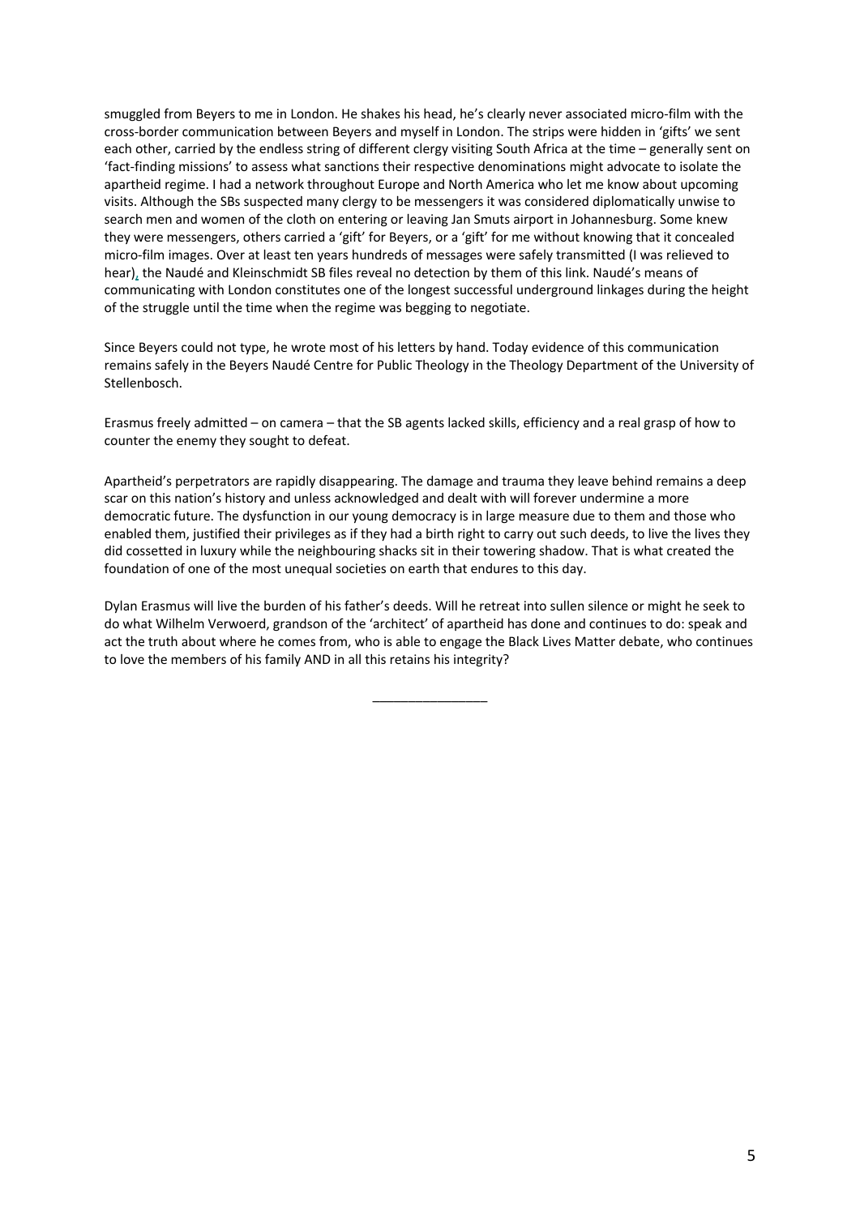smuggled from Beyers to me in London. He shakes his head, he's clearly never associated micro-film with the cross-border communication between Beyers and myself in London. The strips were hidden in 'gifts' we sent each other, carried by the endless string of different clergy visiting South Africa at the time – generally sent on 'fact-finding missions' to assess what sanctions their respective denominations might advocate to isolate the apartheid regime. I had a network throughout Europe and North America who let me know about upcoming visits. Although the SBs suspected many clergy to be messengers it was considered diplomatically unwise to search men and women of the cloth on entering or leaving Jan Smuts airport in Johannesburg. Some knew they were messengers, others carried a 'gift' for Beyers, or a 'gift' for me without knowing that it concealed micro-film images. Over at least ten years hundreds of messages were safely transmitted (I was relieved to hear), the Naudé and Kleinschmidt SB files reveal no detection by them of this link. Naudé's means of communicating with London constitutes one of the longest successful underground linkages during the height of the struggle until the time when the regime was begging to negotiate.

Since Beyers could not type, he wrote most of his letters by hand. Today evidence of this communication remains safely in the Beyers Naudé Centre for Public Theology in the Theology Department of the University of Stellenbosch.

Erasmus freely admitted – on camera – that the SB agents lacked skills, efficiency and a real grasp of how to counter the enemy they sought to defeat.

Apartheid's perpetrators are rapidly disappearing. The damage and trauma they leave behind remains a deep scar on this nation's history and unless acknowledged and dealt with will forever undermine a more democratic future. The dysfunction in our young democracy is in large measure due to them and those who enabled them, justified their privileges as if they had a birth right to carry out such deeds, to live the lives they did cossetted in luxury while the neighbouring shacks sit in their towering shadow. That is what created the foundation of one of the most unequal societies on earth that endures to this day.

Dylan Erasmus will live the burden of his father's deeds. Will he retreat into sullen silence or might he seek to do what Wilhelm Verwoerd, grandson of the 'architect' of apartheid has done and continues to do: speak and act the truth about where he comes from, who is able to engage the Black Lives Matter debate, who continues to love the members of his family AND in all this retains his integrity?

________________